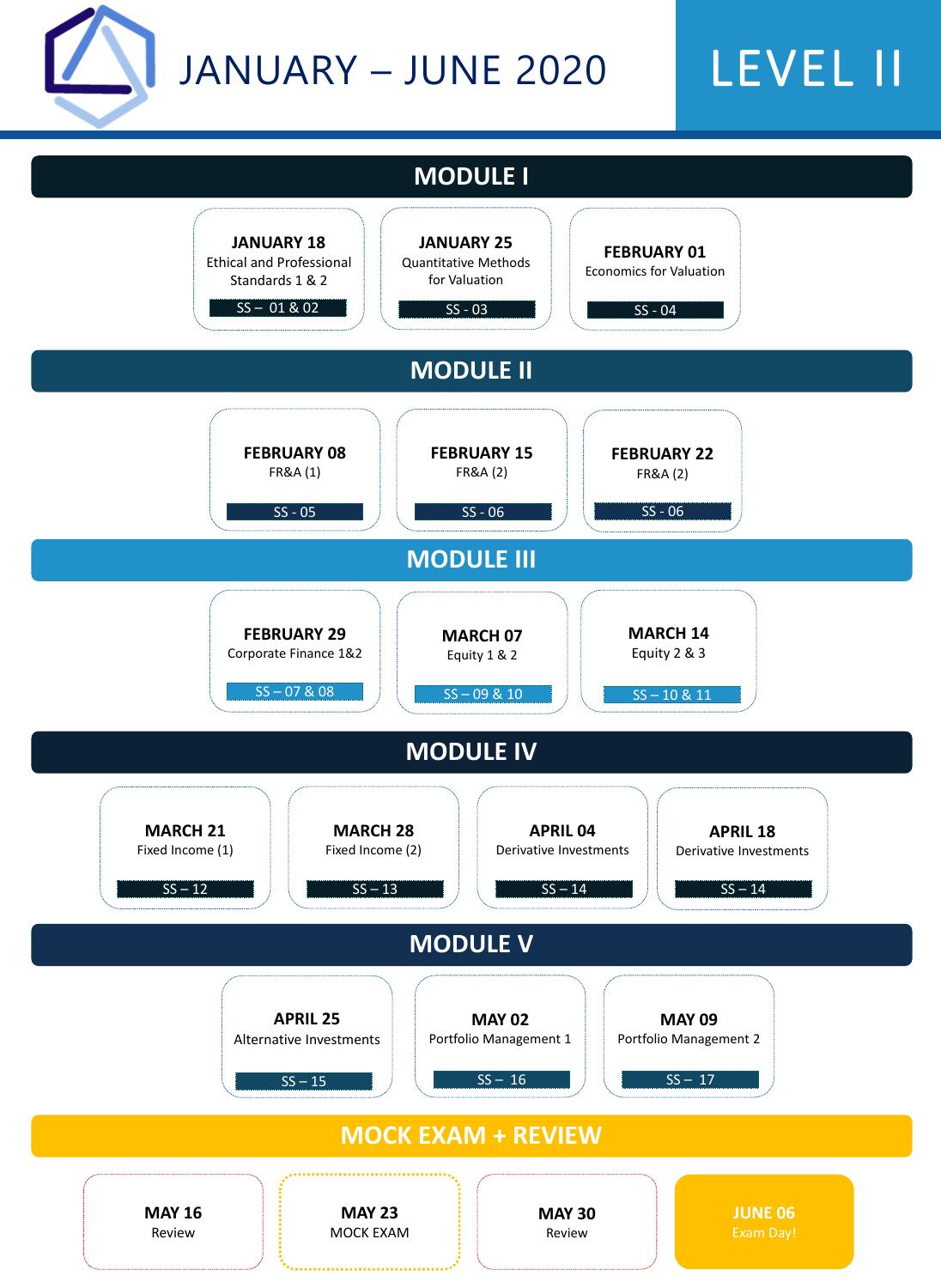# JANUARY – JUNE 2020

# LEVEL II

## MODULE I

**JANUARY 18**
Ethical and Professional Standards 1 & 2
SS – 01 & 02

**JANUARY 25**
Quantitative Methods for Valuation
SS - 03

**FEBRUARY 01**
Economics for Valuation
SS - 04

## MODULE II

**FEBRUARY 08**
FR&A (1)
SS - 05

**FEBRUARY 15**
FR&A (2)
SS - 06

**FEBRUARY 22**
FR&A (2)
SS - 06

## MODULE III

**FEBRUARY 29**
Corporate Finance 1&2
SS – 07 & 08

**MARCH 07**
Equity 1 & 2
SS – 09 & 10

**MARCH 14**
Equity 2 & 3
SS – 10 & 11

## MODULE IV

**MARCH 21**
Fixed Income (1)
SS – 12

**MARCH 28**
Fixed Income (2)
SS – 13

**APRIL 04**
Derivative Investments
SS – 14

**APRIL 18**
Derivative Investments
SS – 14

## MODULE V

**APRIL 25**
Alternative Investments
SS – 15

**MAY 02**
Portfolio Management 1
SS – 16

**MAY 09**
Portfolio Management 2
SS – 17

## MOCK EXAM + REVIEW

**MAY 16**
Review

**MAY 23**
MOCK EXAM

**MAY 30**
Review

**JUNE 06**
Exam Day!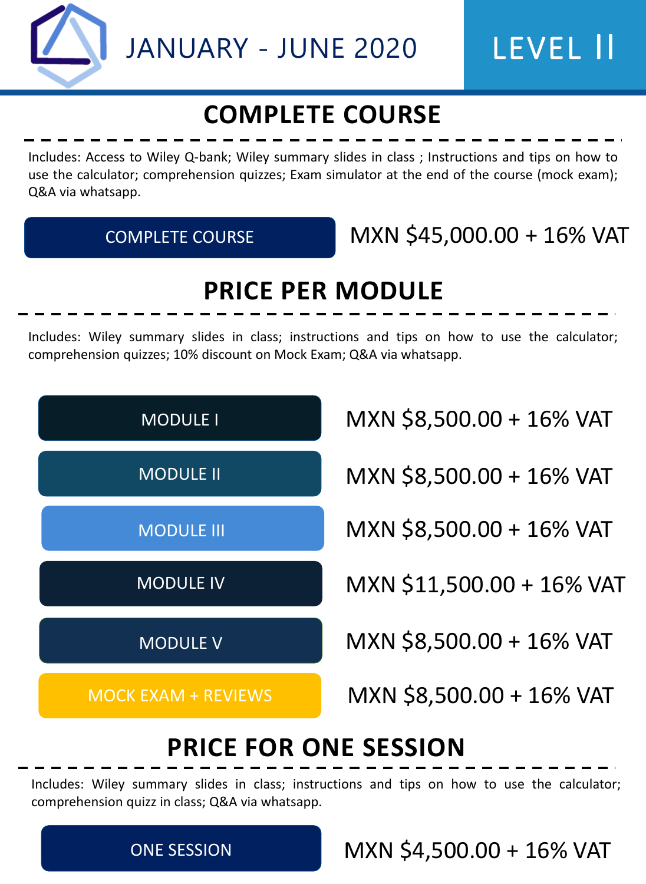JANUARY - JUNE 2020

LEVEL II

## COMPLETE COURSE

Includes: Access to Wiley Q-bank; Wiley summary slides in class ; Instructions and tips on how to use the calculator; comprehension quizzes; Exam simulator at the end of the course (mock exam); Q&A via whatsapp.

| | |
|---|---|
| COMPLETE COURSE | MXN $45,000.00 + 16% VAT |

## PRICE PER MODULE

Includes: Wiley summary slides in class; instructions and tips on how to use the calculator; comprehension quizzes; 10% discount on Mock Exam; Q&A via whatsapp.

| | |
|---|---|
| MODULE I | MXN $8,500.00 + 16% VAT |
| MODULE II | MXN $8,500.00 + 16% VAT |
| MODULE III | MXN $8,500.00 + 16% VAT |
| MODULE IV | MXN $11,500.00 + 16% VAT |
| MODULE V | MXN $8,500.00 + 16% VAT |
| MOCK EXAM + REVIEWS | MXN $8,500.00 + 16% VAT |

## PRICE FOR ONE SESSION

Includes: Wiley summary slides in class; instructions and tips on how to use the calculator; comprehension quizz in class; Q&A via whatsapp.

| | |
|---|---|
| ONE SESSION | MXN $4,500.00 + 16% VAT |